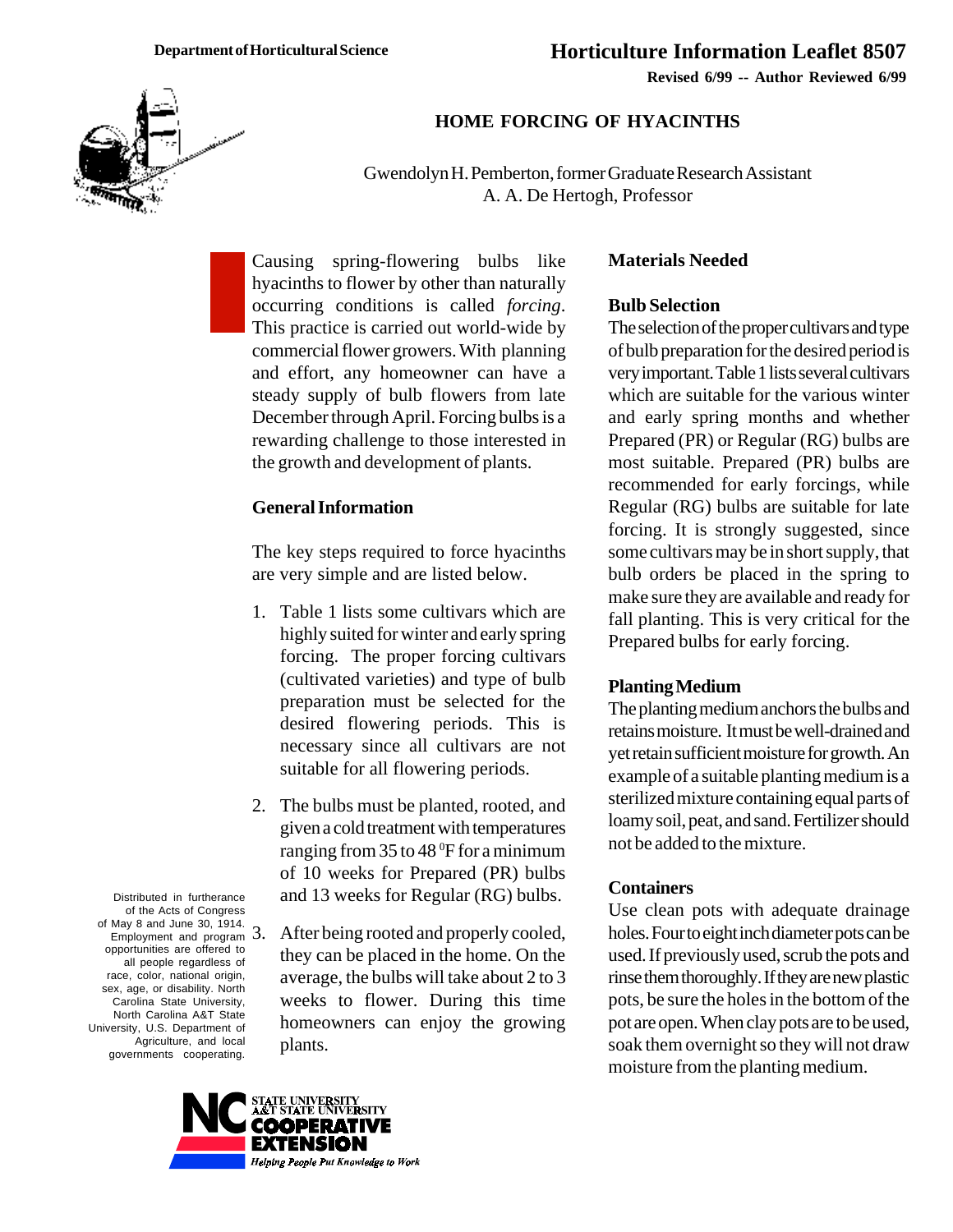Department of Horticultural Science

# Horticulture Information Leaflet 8507

**Revised 6/99 -- Author Reviewed 6/99**

## HOME FORCING OF HYACINTHS

Gwendolyn H. Pemberton, former Graduate Research Assistant
A. A. De Hertogh, Professor

Causing spring-flowering bulbs like hyacinths to flower by other than naturally occurring conditions is called *forcing*. This practice is carried out world-wide by commercial flower growers. With planning and effort, any homeowner can have a steady supply of bulb flowers from late December through April. Forcing bulbs is a rewarding challenge to those interested in the growth and development of plants.

### General Information

The key steps required to force hyacinths are very simple and are listed below.

1. Table 1 lists some cultivars which are highly suited for winter and early spring forcing. The proper forcing cultivars (cultivated varieties) and type of bulb preparation must be selected for the desired flowering periods. This is necessary since all cultivars are not suitable for all flowering periods.

2. The bulbs must be planted, rooted, and given a cold treatment with temperatures ranging from 35 to 48 $^0$F for a minimum of 10 weeks for Prepared (PR) bulbs and 13 weeks for Regular (RG) bulbs.

3. After being rooted and properly cooled, they can be placed in the home. On the average, the bulbs will take about 2 to 3 weeks to flower. During this time homeowners can enjoy the growing plants.

### Materials Needed

#### Bulb Selection

The selection of the proper cultivars and type of bulb preparation for the desired period is very important. Table 1 lists several cultivars which are suitable for the various winter and early spring months and whether Prepared (PR) or Regular (RG) bulbs are most suitable. Prepared (PR) bulbs are recommended for early forcings, while Regular (RG) bulbs are suitable for late forcing. It is strongly suggested, since some cultivars may be in short supply, that bulb orders be placed in the spring to make sure they are available and ready for fall planting. This is very critical for the Prepared bulbs for early forcing.

#### Planting Medium

The planting medium anchors the bulbs and retains moisture. It must be well-drained and yet retain sufficient moisture for growth. An example of a suitable planting medium is a sterilized mixture containing equal parts of loamy soil, peat, and sand. Fertilizer should not be added to the mixture.

#### Containers

Use clean pots with adequate drainage holes. Four to eight inch diameter pots can be used. If previously used, scrub the pots and rinse them thoroughly. If they are new plastic pots, be sure the holes in the bottom of the pot are open. When clay pots are to be used, soak them overnight so they will not draw moisture from the planting medium.

Distributed in furtherance of the Acts of Congress of May 8 and June 30, 1914. Employment and program opportunities are offered to all people regardless of race, color, national origin, sex, age, or disability. North Carolina State University, North Carolina A&T State University, U.S. Department of Agriculture, and local governments cooperating.

NC STATE UNIVERSITY A&T STATE UNIVERSITY COOPERATIVE EXTENSION
Helping People Put Knowledge to Work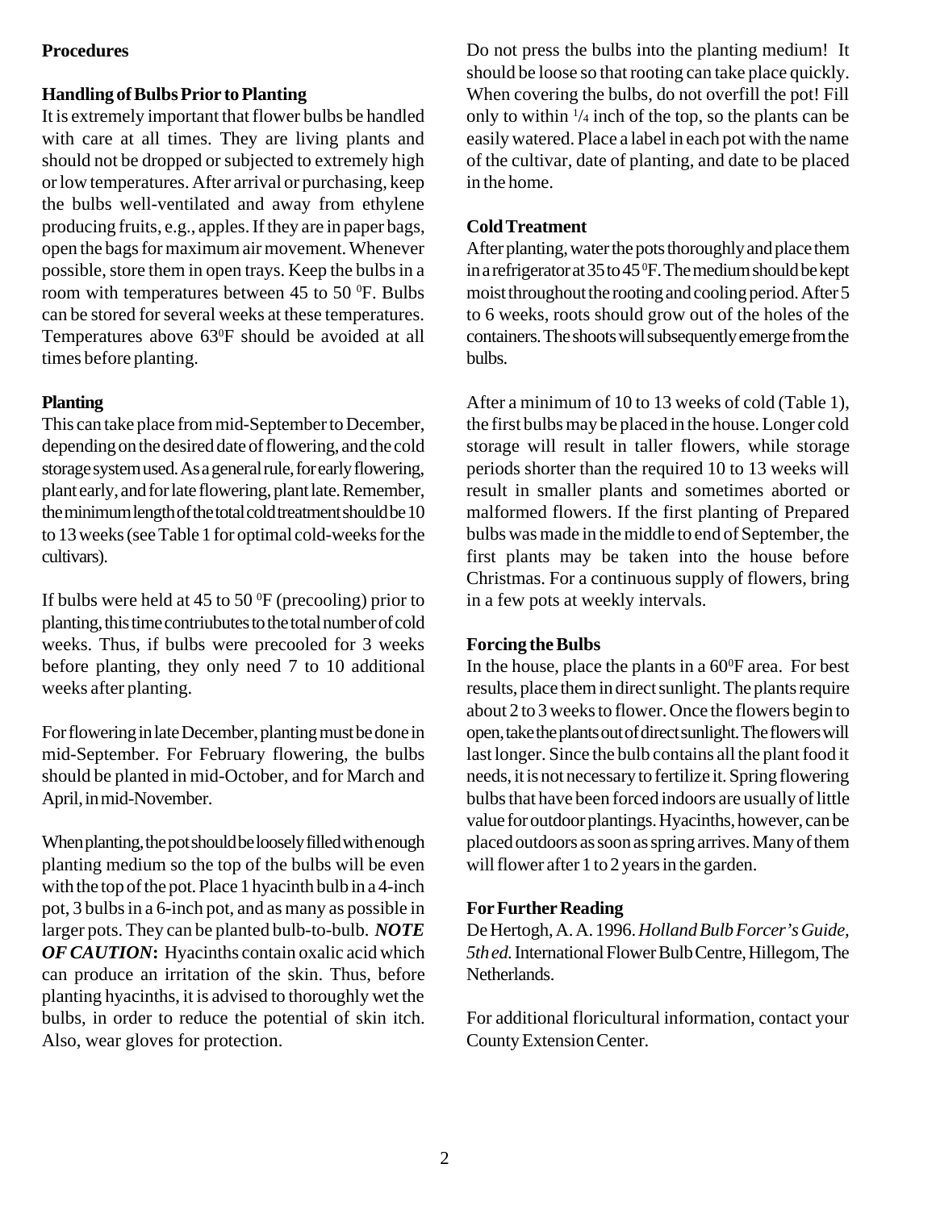## Procedures

### Handling of Bulbs Prior to Planting

It is extremely important that flower bulbs be handled with care at all times. They are living plants and should not be dropped or subjected to extremely high or low temperatures. After arrival or purchasing, keep the bulbs well-ventilated and away from ethylene producing fruits, e.g., apples. If they are in paper bags, open the bags for maximum air movement. Whenever possible, store them in open trays. Keep the bulbs in a room with temperatures between 45 to 50 $^0$F. Bulbs can be stored for several weeks at these temperatures. Temperatures above 63$^0$F should be avoided at all times before planting.

### Planting

This can take place from mid-September to December, depending on the desired date of flowering, and the cold storage system used. As a general rule, for early flowering, plant early, and for late flowering, plant late. Remember, the minimum length of the total cold treatment should be 10 to 13 weeks (see Table 1 for optimal cold-weeks for the cultivars).

If bulbs were held at 45 to 50 $^0$F (precooling) prior to planting, this time contriubutes to the total number of cold weeks. Thus, if bulbs were precooled for 3 weeks before planting, they only need 7 to 10 additional weeks after planting.

For flowering in late December, planting must be done in mid-September. For February flowering, the bulbs should be planted in mid-October, and for March and April, in mid-November.

When planting, the pot should be loosely filled with enough planting medium so the top of the bulbs will be even with the top of the pot. Place 1 hyacinth bulb in a 4-inch pot, 3 bulbs in a 6-inch pot, and as many as possible in larger pots. They can be planted bulb-to-bulb. ***NOTE OF CAUTION*:** Hyacinths contain oxalic acid which can produce an irritation of the skin. Thus, before planting hyacinths, it is advised to thoroughly wet the bulbs, in order to reduce the potential of skin itch. Also, wear gloves for protection.

Do not press the bulbs into the planting medium! It should be loose so that rooting can take place quickly. When covering the bulbs, do not overfill the pot! Fill only to within 1/4 inch of the top, so the plants can be easily watered. Place a label in each pot with the name of the cultivar, date of planting, and date to be placed in the home.

### Cold Treatment

After planting, water the pots thoroughly and place them in a refrigerator at 35 to 45 $^0$F. The medium should be kept moist throughout the rooting and cooling period. After 5 to 6 weeks, roots should grow out of the holes of the containers. The shoots will subsequently emerge from the bulbs.

After a minimum of 10 to 13 weeks of cold (Table 1), the first bulbs may be placed in the house. Longer cold storage will result in taller flowers, while storage periods shorter than the required 10 to 13 weeks will result in smaller plants and sometimes aborted or malformed flowers. If the first planting of Prepared bulbs was made in the middle to end of September, the first plants may be taken into the house before Christmas. For a continuous supply of flowers, bring in a few pots at weekly intervals.

### Forcing the Bulbs

In the house, place the plants in a 60$^0$F area. For best results, place them in direct sunlight. The plants require about 2 to 3 weeks to flower. Once the flowers begin to open, take the plants out of direct sunlight. The flowers will last longer. Since the bulb contains all the plant food it needs, it is not necessary to fertilize it. Spring flowering bulbs that have been forced indoors are usually of little value for outdoor plantings. Hyacinths, however, can be placed outdoors as soon as spring arrives. Many of them will flower after 1 to 2 years in the garden.

### For Further Reading

De Hertogh, A. A. 1996. *Holland Bulb Forcer's Guide, 5th ed.* International Flower Bulb Centre, Hillegom, The Netherlands.

For additional floricultural information, contact your County Extension Center.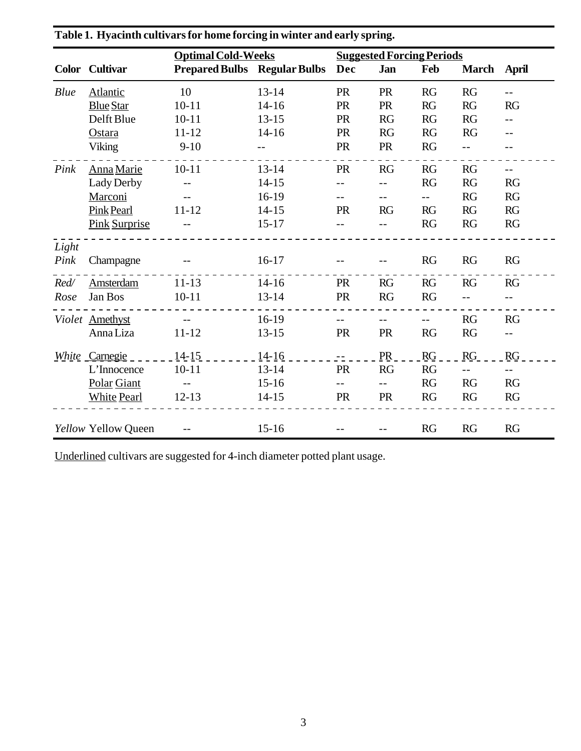**Table 1. Hyacinth cultivars for home forcing in winter and early spring.**

| | | Optimal Cold-Weeks | | Suggested Forcing Periods | | | | |
|---|---|---|---|---|---|---|---|---|
| Color | Cultivar | Prepared Bulbs | Regular Bulbs | Dec | Jan | Feb | March | April |
| *Blue* | Atlantic | 10 | 13-14 | PR | PR | RG | RG | -- |
| | Blue Star | 10-11 | 14-16 | PR | PR | RG | RG | RG |
| | Delft Blue | 10-11 | 13-15 | PR | RG | RG | RG | -- |
| | Ostara | 11-12 | 14-16 | PR | RG | RG | RG | -- |
| | Viking | 9-10 | -- | PR | PR | RG | -- | -- |
| *Pink* | Anna Marie | 10-11 | 13-14 | PR | RG | RG | RG | -- |
| | Lady Derby | -- | 14-15 | -- | -- | RG | RG | RG |
| | Marconi | -- | 16-19 | -- | -- | -- | RG | RG |
| | Pink Pearl | 11-12 | 14-15 | PR | RG | RG | RG | RG |
| | Pink Surprise | -- | 15-17 | -- | -- | RG | RG | RG |
| *Light Pink* | Champagne | -- | 16-17 | -- | -- | RG | RG | RG |
| *Red/ Rose* | Amsterdam | 11-13 | 14-16 | PR | RG | RG | RG | RG |
| | Jan Bos | 10-11 | 13-14 | PR | RG | RG | -- | -- |
| *Violet* | Amethyst | -- | 16-19 | -- | -- | -- | RG | RG |
| | Anna Liza | 11-12 | 13-15 | PR | PR | RG | RG | -- |
| *White* | Carnegie | 14-15 | 14-16 | -- | PR | RG | RG | RG |
| | L'Innocence | 10-11 | 13-14 | PR | RG | RG | -- | -- |
| | Polar Giant | -- | 15-16 | -- | -- | RG | RG | RG |
| | White Pearl | 12-13 | 14-15 | PR | PR | RG | RG | RG |
| *Yellow* | Yellow Queen | -- | 15-16 | -- | -- | RG | RG | RG |

Underlined cultivars are suggested for 4-inch diameter potted plant usage.